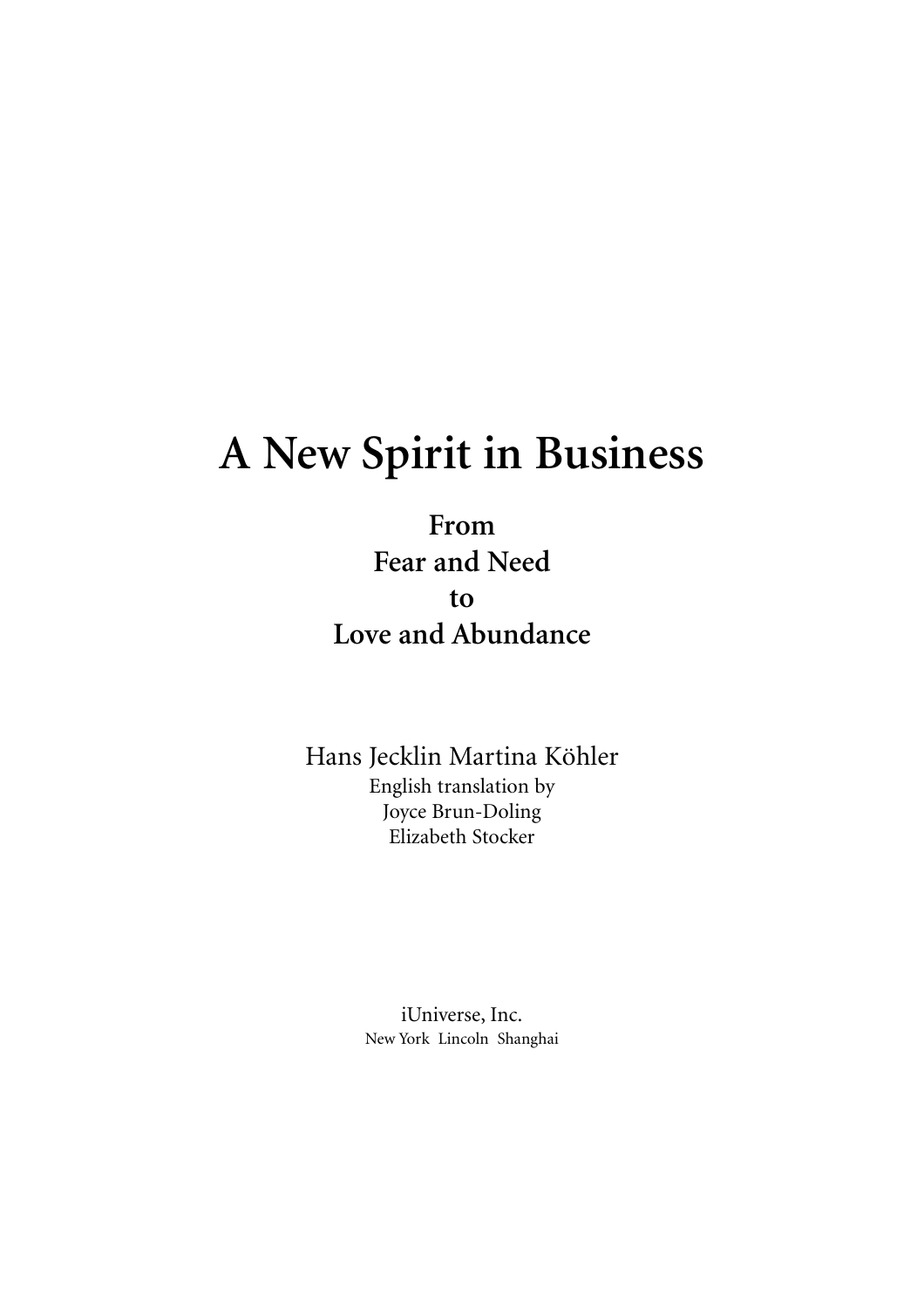# A New Spirit in Business

**From**
**Fear and Need**
**to**
**Love and Abundance**

Hans Jecklin Martina Köhler

English translation by
Joyce Brun-Doling
Elizabeth Stocker

iUniverse, Inc.
New York Lincoln Shanghai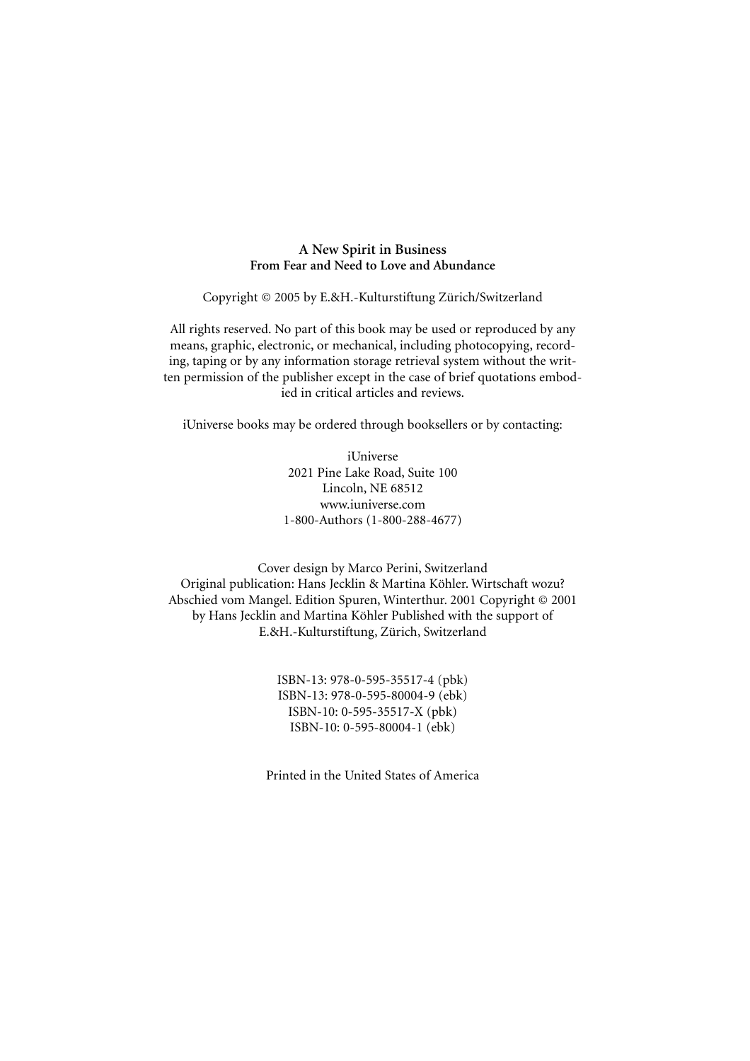**A New Spirit in Business**
**From Fear and Need to Love and Abundance**

Copyright © 2005 by E.&H.-Kulturstiftung Zürich/Switzerland

All rights reserved. No part of this book may be used or reproduced by any means, graphic, electronic, or mechanical, including photocopying, recording, taping or by any information storage retrieval system without the written permission of the publisher except in the case of brief quotations embodied in critical articles and reviews.

iUniverse books may be ordered through booksellers or by contacting:

iUniverse
2021 Pine Lake Road, Suite 100
Lincoln, NE 68512
www.iuniverse.com
1-800-Authors (1-800-288-4677)

Cover design by Marco Perini, Switzerland
Original publication: Hans Jecklin & Martina Köhler. Wirtschaft wozu? Abschied vom Mangel. Edition Spuren, Winterthur. 2001 Copyright © 2001 by Hans Jecklin and Martina Köhler Published with the support of E.&H.-Kulturstiftung, Zürich, Switzerland

ISBN-13: 978-0-595-35517-4 (pbk)
ISBN-13: 978-0-595-80004-9 (ebk)
ISBN-10: 0-595-35517-X (pbk)
ISBN-10: 0-595-80004-1 (ebk)

Printed in the United States of America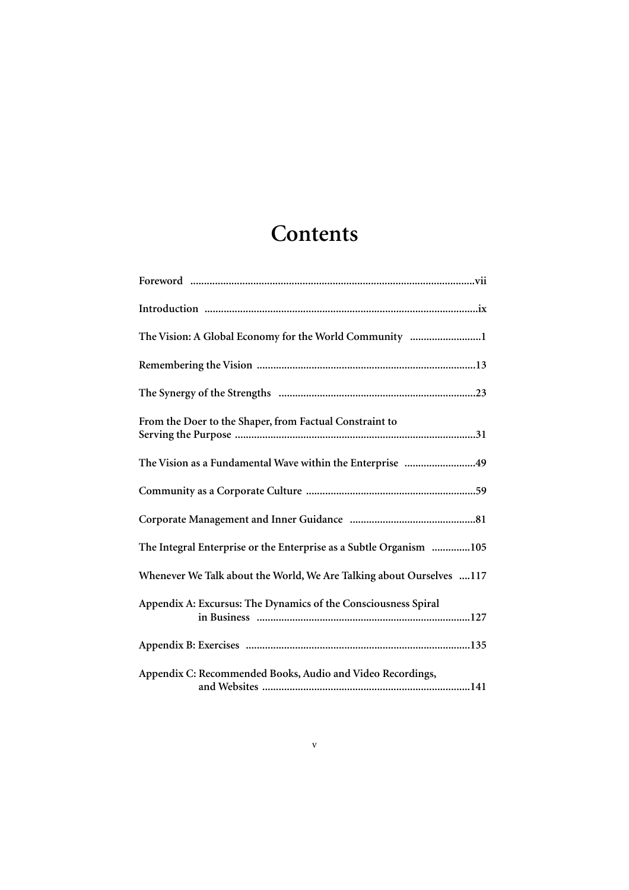# Contents

Foreword ....................................................................................................vii

Introduction ...............................................................................................ix

The Vision: A Global Economy for the World Community ..........................1

Remembering the Vision ...............................................................................13

The Synergy of the Strengths .......................................................................23

From the Doer to the Shaper, from Factual Constraint to Serving the Purpose .......................................................................................31

The Vision as a Fundamental Wave within the Enterprise ..........................49

Community as a Corporate Culture .............................................................59

Corporate Management and Inner Guidance .............................................81

The Integral Enterprise or the Enterprise as a Subtle Organism ..............105

Whenever We Talk about the World, We Are Talking about Ourselves ....117

Appendix A: Excursus: The Dynamics of the Consciousness Spiral in Business ............................................................................127

Appendix B: Exercises .................................................................................135

Appendix C: Recommended Books, Audio and Video Recordings, and Websites ............................................................................141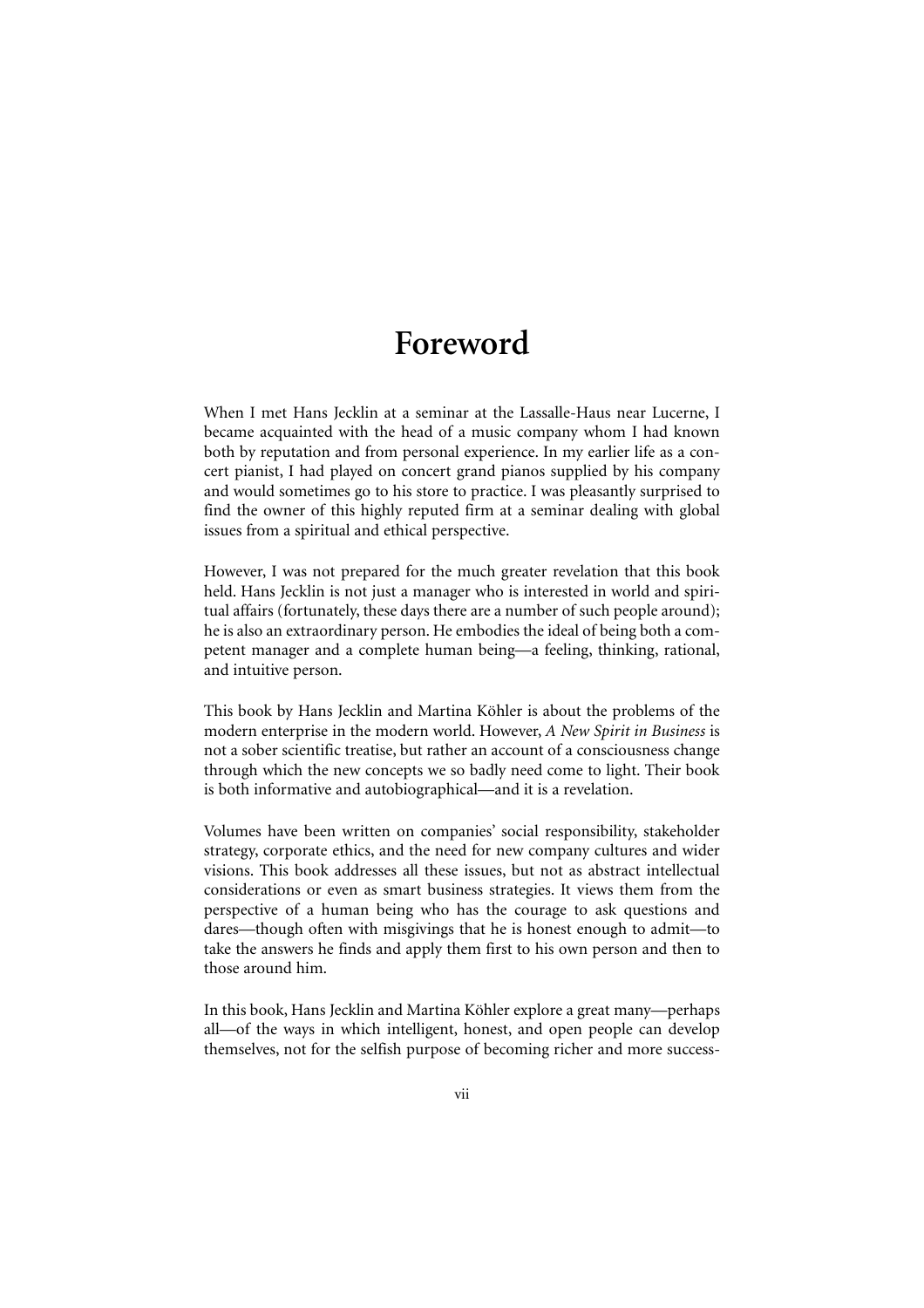# Foreword

When I met Hans Jecklin at a seminar at the Lassalle-Haus near Lucerne, I became acquainted with the head of a music company whom I had known both by reputation and from personal experience. In my earlier life as a concert pianist, I had played on concert grand pianos supplied by his company and would sometimes go to his store to practice. I was pleasantly surprised to find the owner of this highly reputed firm at a seminar dealing with global issues from a spiritual and ethical perspective.

However, I was not prepared for the much greater revelation that this book held. Hans Jecklin is not just a manager who is interested in world and spiritual affairs (fortunately, these days there are a number of such people around); he is also an extraordinary person. He embodies the ideal of being both a competent manager and a complete human being—a feeling, thinking, rational, and intuitive person.

This book by Hans Jecklin and Martina Köhler is about the problems of the modern enterprise in the modern world. However, *A New Spirit in Business* is not a sober scientific treatise, but rather an account of a consciousness change through which the new concepts we so badly need come to light. Their book is both informative and autobiographical—and it is a revelation.

Volumes have been written on companies' social responsibility, stakeholder strategy, corporate ethics, and the need for new company cultures and wider visions. This book addresses all these issues, but not as abstract intellectual considerations or even as smart business strategies. It views them from the perspective of a human being who has the courage to ask questions and dares—though often with misgivings that he is honest enough to admit—to take the answers he finds and apply them first to his own person and then to those around him.

In this book, Hans Jecklin and Martina Köhler explore a great many—perhaps all—of the ways in which intelligent, honest, and open people can develop themselves, not for the selfish purpose of becoming richer and more success-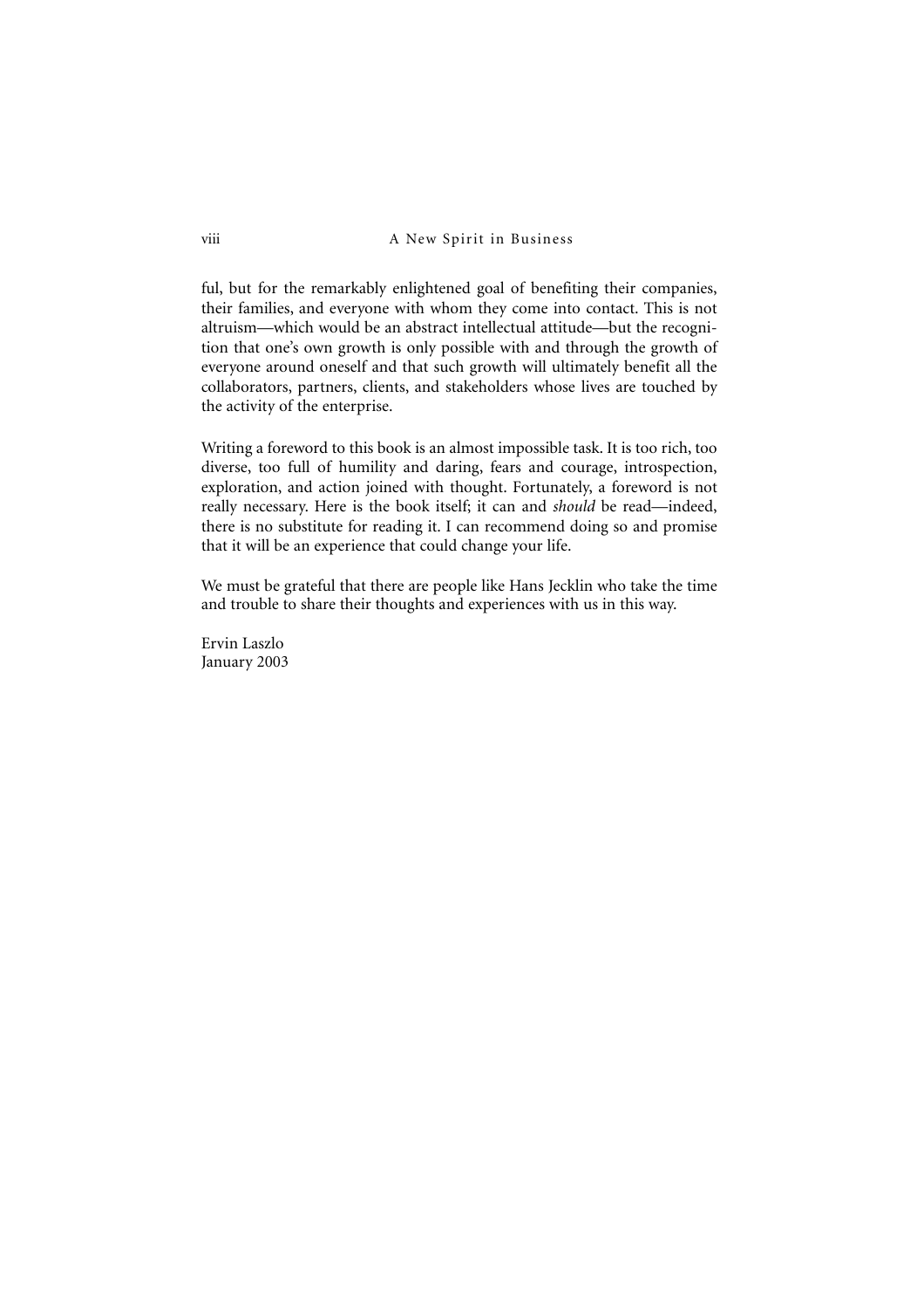ful, but for the remarkably enlightened goal of benefiting their companies, their families, and everyone with whom they come into contact. This is not altruism—which would be an abstract intellectual attitude—but the recognition that one's own growth is only possible with and through the growth of everyone around oneself and that such growth will ultimately benefit all the collaborators, partners, clients, and stakeholders whose lives are touched by the activity of the enterprise.

Writing a foreword to this book is an almost impossible task. It is too rich, too diverse, too full of humility and daring, fears and courage, introspection, exploration, and action joined with thought. Fortunately, a foreword is not really necessary. Here is the book itself; it can and *should* be read—indeed, there is no substitute for reading it. I can recommend doing so and promise that it will be an experience that could change your life.

We must be grateful that there are people like Hans Jecklin who take the time and trouble to share their thoughts and experiences with us in this way.

Ervin Laszlo
January 2003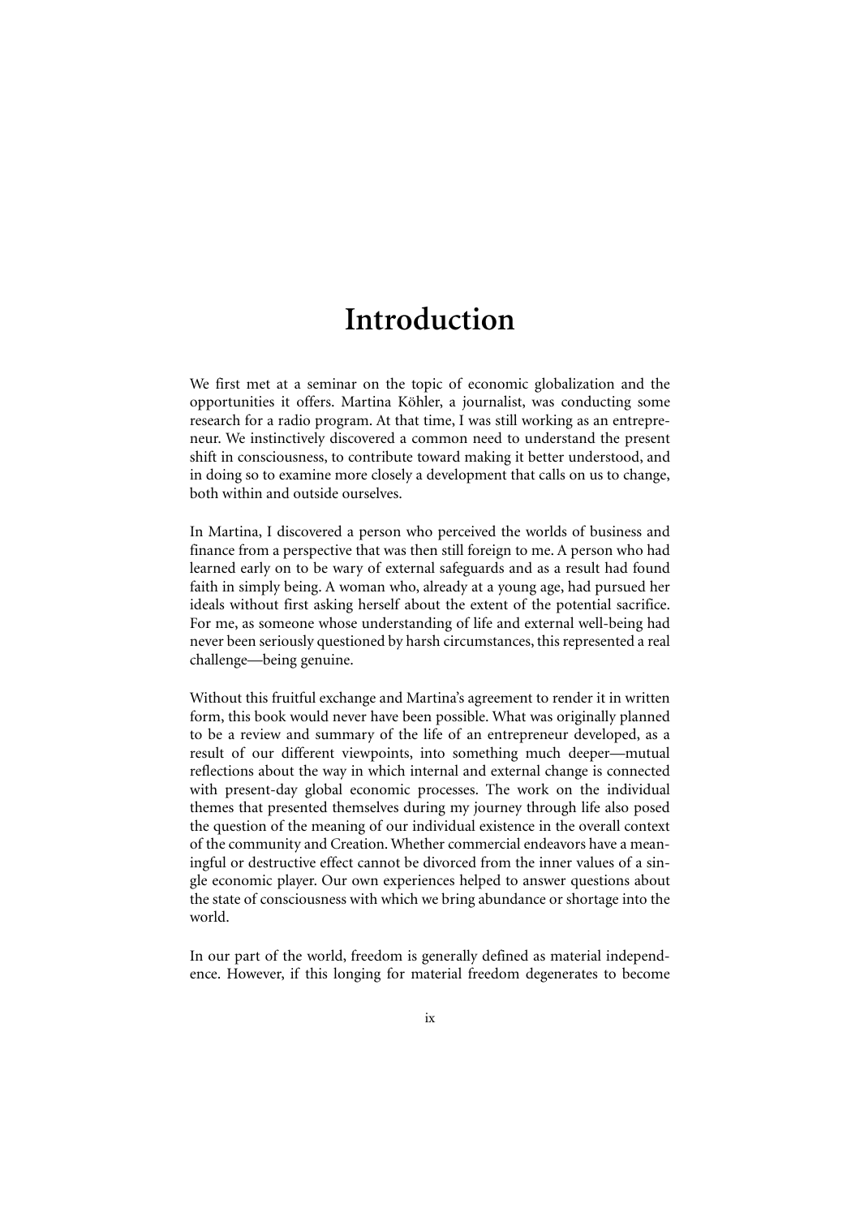# Introduction

We first met at a seminar on the topic of economic globalization and the opportunities it offers. Martina Köhler, a journalist, was conducting some research for a radio program. At that time, I was still working as an entrepreneur. We instinctively discovered a common need to understand the present shift in consciousness, to contribute toward making it better understood, and in doing so to examine more closely a development that calls on us to change, both within and outside ourselves.

In Martina, I discovered a person who perceived the worlds of business and finance from a perspective that was then still foreign to me. A person who had learned early on to be wary of external safeguards and as a result had found faith in simply being. A woman who, already at a young age, had pursued her ideals without first asking herself about the extent of the potential sacrifice. For me, as someone whose understanding of life and external well-being had never been seriously questioned by harsh circumstances, this represented a real challenge—being genuine.

Without this fruitful exchange and Martina's agreement to render it in written form, this book would never have been possible. What was originally planned to be a review and summary of the life of an entrepreneur developed, as a result of our different viewpoints, into something much deeper—mutual reflections about the way in which internal and external change is connected with present-day global economic processes. The work on the individual themes that presented themselves during my journey through life also posed the question of the meaning of our individual existence in the overall context of the community and Creation. Whether commercial endeavors have a meaningful or destructive effect cannot be divorced from the inner values of a single economic player. Our own experiences helped to answer questions about the state of consciousness with which we bring abundance or shortage into the world.

In our part of the world, freedom is generally defined as material independence. However, if this longing for material freedom degenerates to become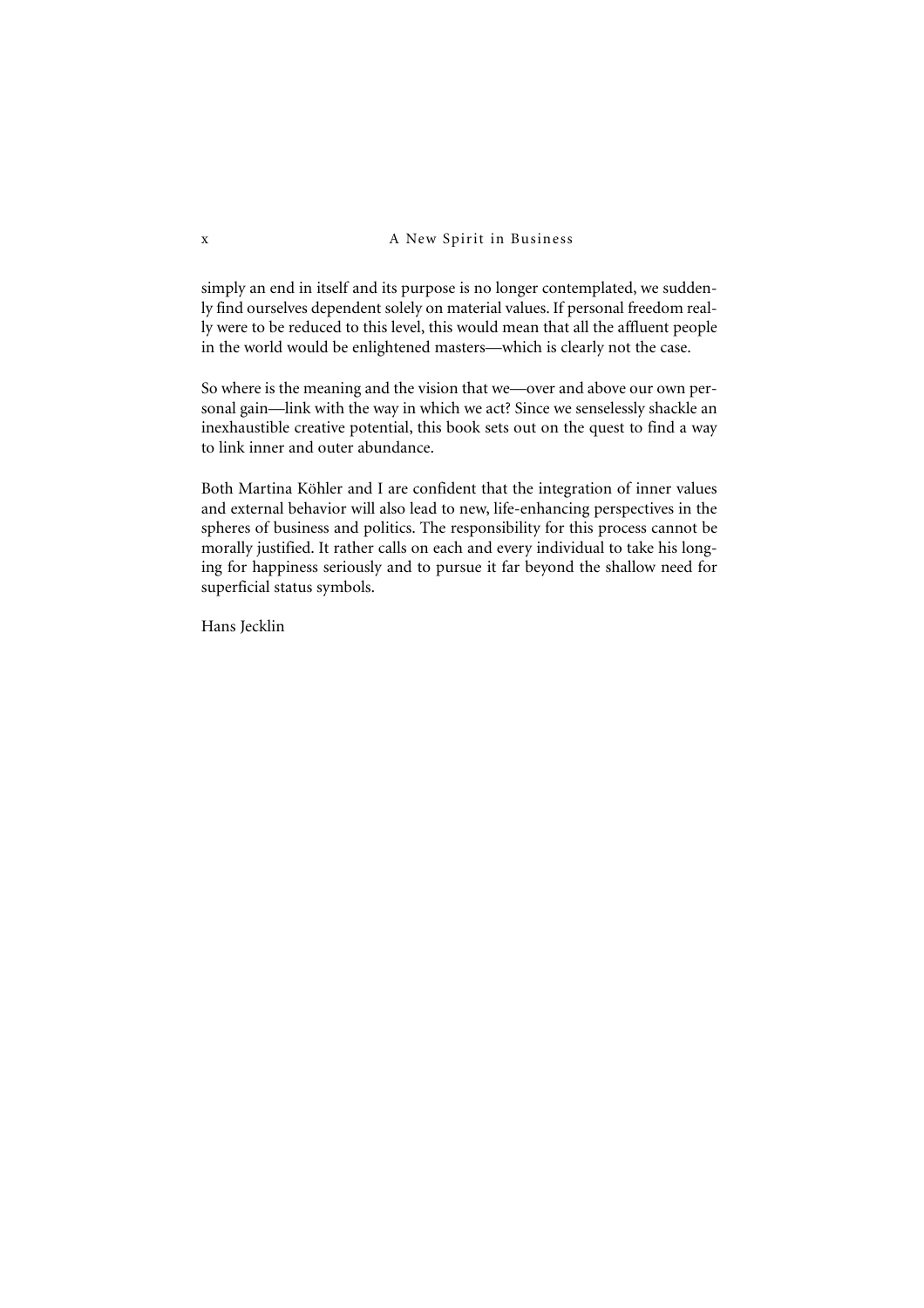simply an end in itself and its purpose is no longer contemplated, we suddenly find ourselves dependent solely on material values. If personal freedom really were to be reduced to this level, this would mean that all the affluent people in the world would be enlightened masters—which is clearly not the case.

So where is the meaning and the vision that we—over and above our own personal gain—link with the way in which we act? Since we senselessly shackle an inexhaustible creative potential, this book sets out on the quest to find a way to link inner and outer abundance.

Both Martina Köhler and I are confident that the integration of inner values and external behavior will also lead to new, life-enhancing perspectives in the spheres of business and politics. The responsibility for this process cannot be morally justified. It rather calls on each and every individual to take his longing for happiness seriously and to pursue it far beyond the shallow need for superficial status symbols.

Hans Jecklin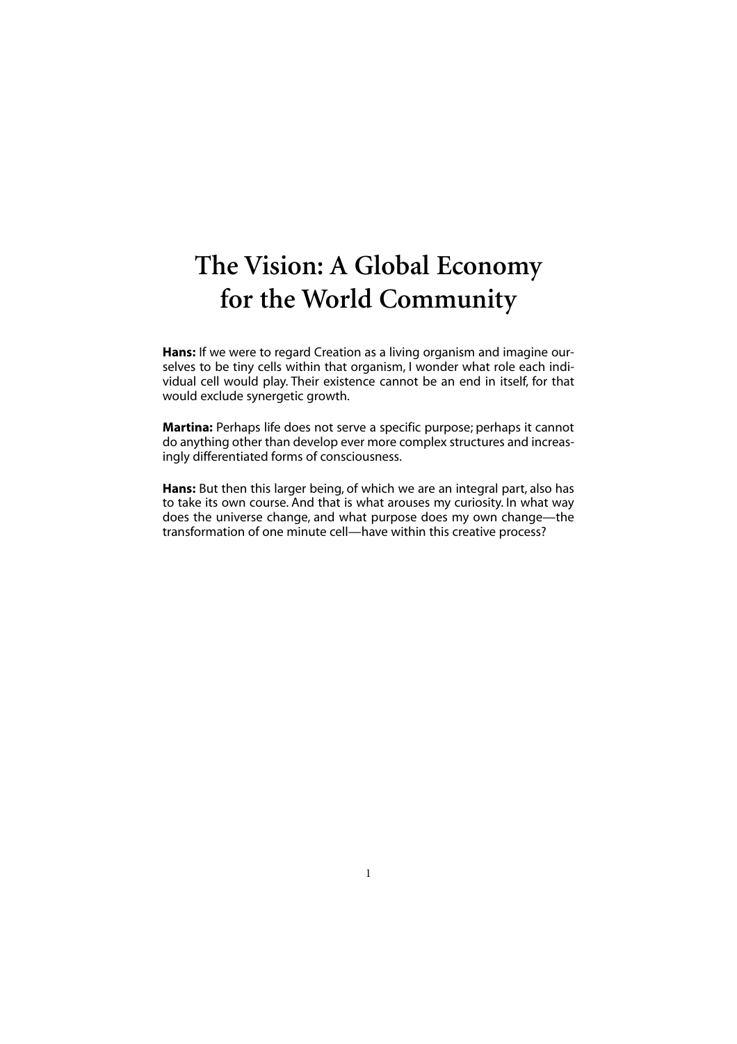# The Vision: A Global Economy for the World Community

**Hans:** If we were to regard Creation as a living organism and imagine ourselves to be tiny cells within that organism, I wonder what role each individual cell would play. Their existence cannot be an end in itself, for that would exclude synergetic growth.

**Martina:** Perhaps life does not serve a specific purpose; perhaps it cannot do anything other than develop ever more complex structures and increasingly differentiated forms of consciousness.

**Hans:** But then this larger being, of which we are an integral part, also has to take its own course. And that is what arouses my curiosity. In what way does the universe change, and what purpose does my own change—the transformation of one minute cell—have within this creative process?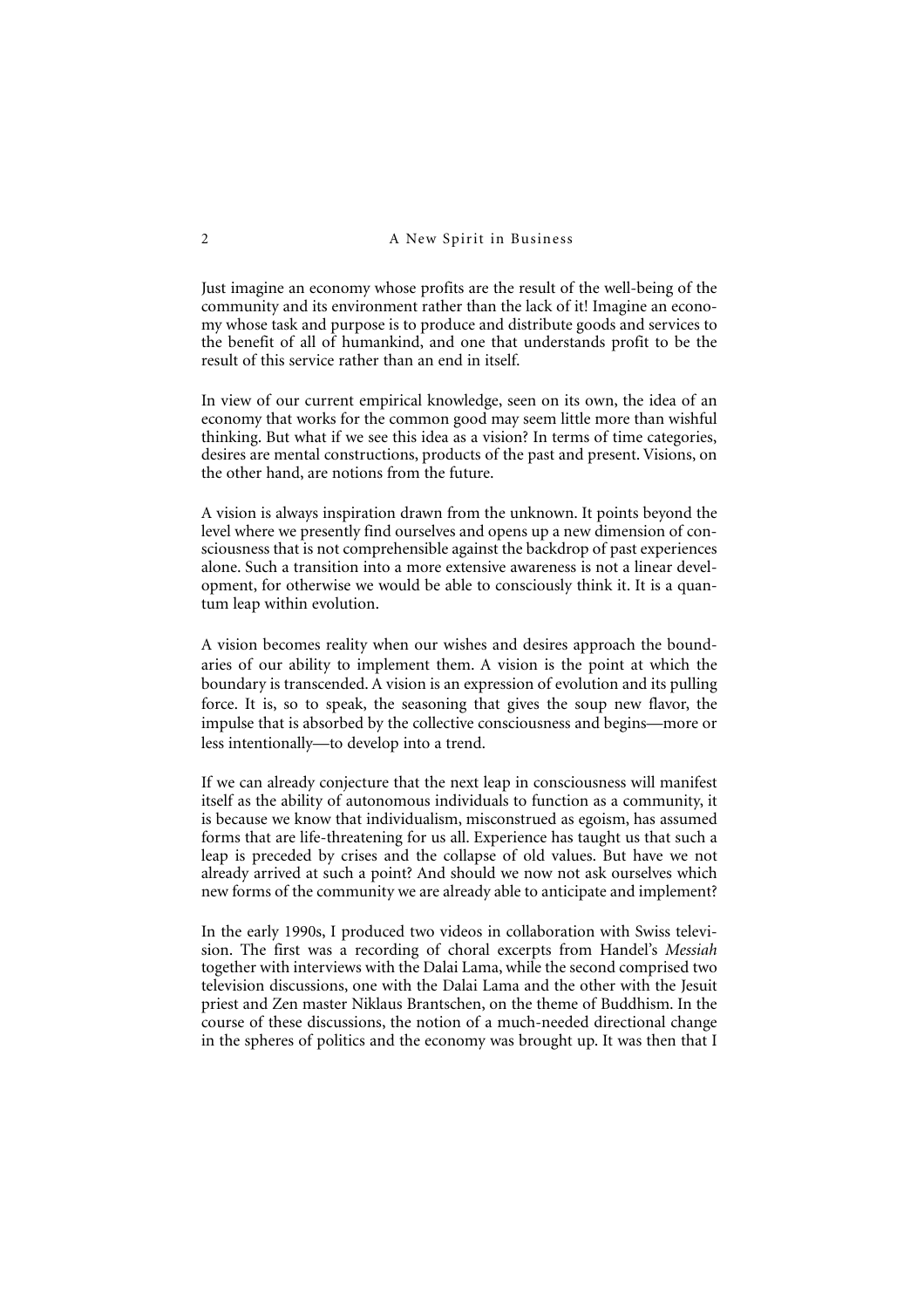Just imagine an economy whose profits are the result of the well-being of the community and its environment rather than the lack of it! Imagine an economy whose task and purpose is to produce and distribute goods and services to the benefit of all of humankind, and one that understands profit to be the result of this service rather than an end in itself.

In view of our current empirical knowledge, seen on its own, the idea of an economy that works for the common good may seem little more than wishful thinking. But what if we see this idea as a vision? In terms of time categories, desires are mental constructions, products of the past and present. Visions, on the other hand, are notions from the future.

A vision is always inspiration drawn from the unknown. It points beyond the level where we presently find ourselves and opens up a new dimension of consciousness that is not comprehensible against the backdrop of past experiences alone. Such a transition into a more extensive awareness is not a linear development, for otherwise we would be able to consciously think it. It is a quantum leap within evolution.

A vision becomes reality when our wishes and desires approach the boundaries of our ability to implement them. A vision is the point at which the boundary is transcended. A vision is an expression of evolution and its pulling force. It is, so to speak, the seasoning that gives the soup new flavor, the impulse that is absorbed by the collective consciousness and begins—more or less intentionally—to develop into a trend.

If we can already conjecture that the next leap in consciousness will manifest itself as the ability of autonomous individuals to function as a community, it is because we know that individualism, misconstrued as egoism, has assumed forms that are life-threatening for us all. Experience has taught us that such a leap is preceded by crises and the collapse of old values. But have we not already arrived at such a point? And should we now not ask ourselves which new forms of the community we are already able to anticipate and implement?

In the early 1990s, I produced two videos in collaboration with Swiss television. The first was a recording of choral excerpts from Handel's *Messiah* together with interviews with the Dalai Lama, while the second comprised two television discussions, one with the Dalai Lama and the other with the Jesuit priest and Zen master Niklaus Brantschen, on the theme of Buddhism. In the course of these discussions, the notion of a much-needed directional change in the spheres of politics and the economy was brought up. It was then that I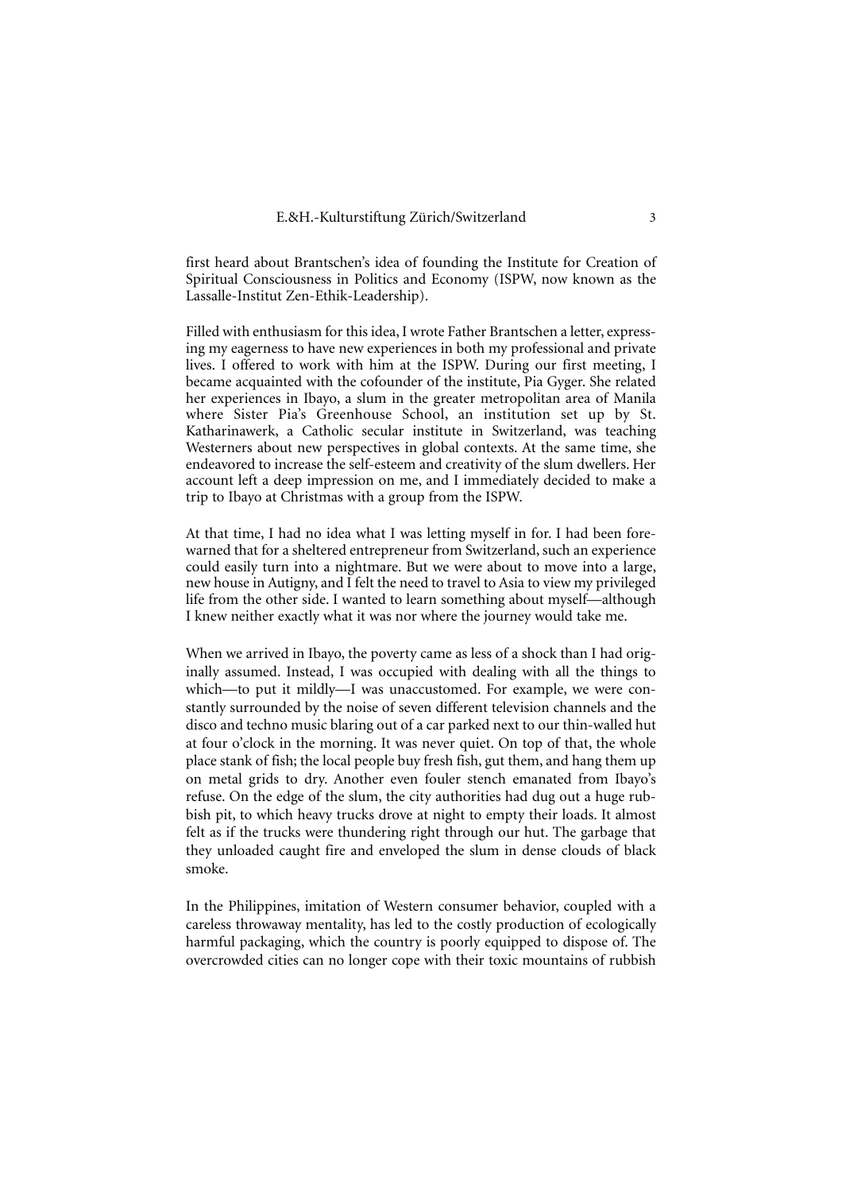first heard about Brantschen's idea of founding the Institute for Creation of Spiritual Consciousness in Politics and Economy (ISPW, now known as the Lassalle-Institut Zen-Ethik-Leadership).

Filled with enthusiasm for this idea, I wrote Father Brantschen a letter, expressing my eagerness to have new experiences in both my professional and private lives. I offered to work with him at the ISPW. During our first meeting, I became acquainted with the cofounder of the institute, Pia Gyger. She related her experiences in Ibayo, a slum in the greater metropolitan area of Manila where Sister Pia's Greenhouse School, an institution set up by St. Katharinawerk, a Catholic secular institute in Switzerland, was teaching Westerners about new perspectives in global contexts. At the same time, she endeavored to increase the self-esteem and creativity of the slum dwellers. Her account left a deep impression on me, and I immediately decided to make a trip to Ibayo at Christmas with a group from the ISPW.

At that time, I had no idea what I was letting myself in for. I had been forewarned that for a sheltered entrepreneur from Switzerland, such an experience could easily turn into a nightmare. But we were about to move into a large, new house in Autigny, and I felt the need to travel to Asia to view my privileged life from the other side. I wanted to learn something about myself—although I knew neither exactly what it was nor where the journey would take me.

When we arrived in Ibayo, the poverty came as less of a shock than I had originally assumed. Instead, I was occupied with dealing with all the things to which—to put it mildly—I was unaccustomed. For example, we were constantly surrounded by the noise of seven different television channels and the disco and techno music blaring out of a car parked next to our thin-walled hut at four o'clock in the morning. It was never quiet. On top of that, the whole place stank of fish; the local people buy fresh fish, gut them, and hang them up on metal grids to dry. Another even fouler stench emanated from Ibayo's refuse. On the edge of the slum, the city authorities had dug out a huge rubbish pit, to which heavy trucks drove at night to empty their loads. It almost felt as if the trucks were thundering right through our hut. The garbage that they unloaded caught fire and enveloped the slum in dense clouds of black smoke.

In the Philippines, imitation of Western consumer behavior, coupled with a careless throwaway mentality, has led to the costly production of ecologically harmful packaging, which the country is poorly equipped to dispose of. The overcrowded cities can no longer cope with their toxic mountains of rubbish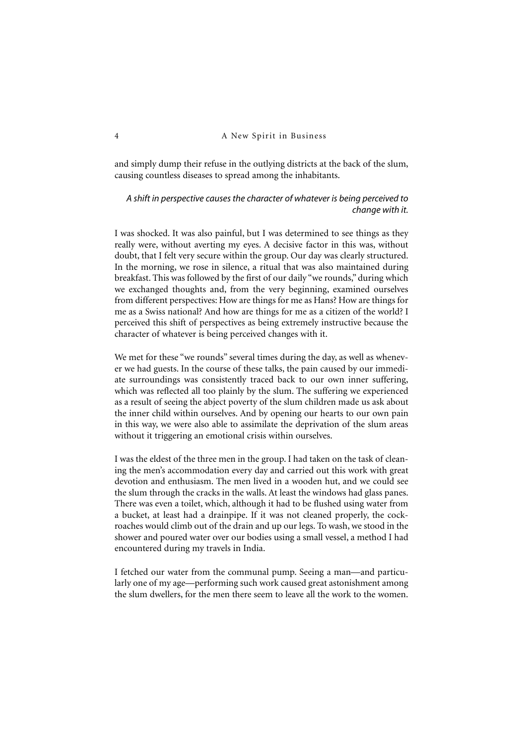and simply dump their refuse in the outlying districts at the back of the slum, causing countless diseases to spread among the inhabitants.

*A shift in perspective causes the character of whatever is being perceived to change with it.*

I was shocked. It was also painful, but I was determined to see things as they really were, without averting my eyes. A decisive factor in this was, without doubt, that I felt very secure within the group. Our day was clearly structured. In the morning, we rose in silence, a ritual that was also maintained during breakfast. This was followed by the first of our daily "we rounds," during which we exchanged thoughts and, from the very beginning, examined ourselves from different perspectives: How are things for me as Hans? How are things for me as a Swiss national? And how are things for me as a citizen of the world? I perceived this shift of perspectives as being extremely instructive because the character of whatever is being perceived changes with it.

We met for these "we rounds" several times during the day, as well as whenever we had guests. In the course of these talks, the pain caused by our immediate surroundings was consistently traced back to our own inner suffering, which was reflected all too plainly by the slum. The suffering we experienced as a result of seeing the abject poverty of the slum children made us ask about the inner child within ourselves. And by opening our hearts to our own pain in this way, we were also able to assimilate the deprivation of the slum areas without it triggering an emotional crisis within ourselves.

I was the eldest of the three men in the group. I had taken on the task of cleaning the men's accommodation every day and carried out this work with great devotion and enthusiasm. The men lived in a wooden hut, and we could see the slum through the cracks in the walls. At least the windows had glass panes. There was even a toilet, which, although it had to be flushed using water from a bucket, at least had a drainpipe. If it was not cleaned properly, the cockroaches would climb out of the drain and up our legs. To wash, we stood in the shower and poured water over our bodies using a small vessel, a method I had encountered during my travels in India.

I fetched our water from the communal pump. Seeing a man—and particularly one of my age—performing such work caused great astonishment among the slum dwellers, for the men there seem to leave all the work to the women.